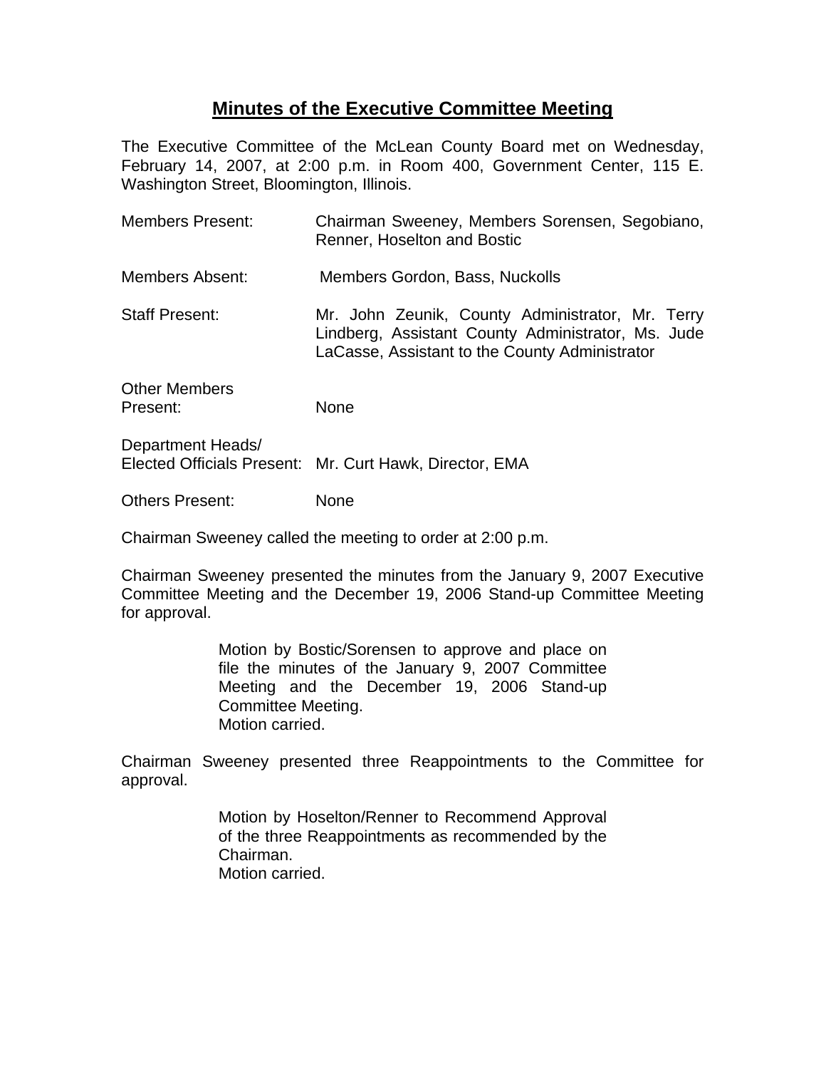# Minutes of the Executive Committee Meeting

The Executive Committee of the McLean County Board met on Wednesday, February 14, 2007, at 2:00 p.m. in Room 400, Government Center, 115 E. Washington Street, Bloomington, Illinois.

| | |
|---|---|
| Members Present: | Chairman Sweeney, Members Sorensen, Segobiano, Renner, Hoselton and Bostic |
| Members Absent: | Members Gordon, Bass, Nuckolls |
| Staff Present: | Mr. John Zeunik, County Administrator, Mr. Terry Lindberg, Assistant County Administrator, Ms. Jude LaCasse, Assistant to the County Administrator |
| Other Members Present: | None |
| Department Heads/ Elected Officials Present: | Mr. Curt Hawk, Director, EMA |
| Others Present: | None |

Chairman Sweeney called the meeting to order at 2:00 p.m.

Chairman Sweeney presented the minutes from the January 9, 2007 Executive Committee Meeting and the December 19, 2006 Stand-up Committee Meeting for approval.

> Motion by Bostic/Sorensen to approve and place on file the minutes of the January 9, 2007 Committee Meeting and the December 19, 2006 Stand-up Committee Meeting.
> Motion carried.

Chairman Sweeney presented three Reappointments to the Committee for approval.

> Motion by Hoselton/Renner to Recommend Approval of the three Reappointments as recommended by the Chairman.
> Motion carried.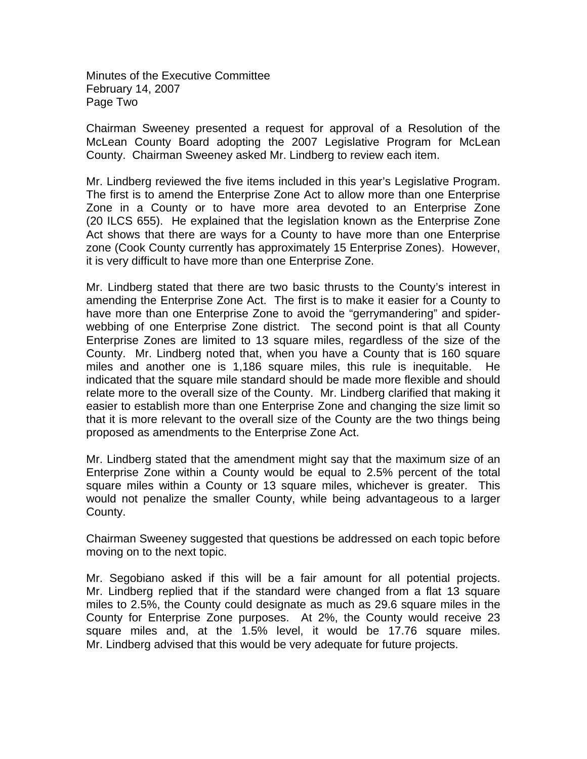Chairman Sweeney presented a request for approval of a Resolution of the McLean County Board adopting the 2007 Legislative Program for McLean County. Chairman Sweeney asked Mr. Lindberg to review each item.

Mr. Lindberg reviewed the five items included in this year's Legislative Program. The first is to amend the Enterprise Zone Act to allow more than one Enterprise Zone in a County or to have more area devoted to an Enterprise Zone (20 ILCS 655). He explained that the legislation known as the Enterprise Zone Act shows that there are ways for a County to have more than one Enterprise zone (Cook County currently has approximately 15 Enterprise Zones). However, it is very difficult to have more than one Enterprise Zone.

Mr. Lindberg stated that there are two basic thrusts to the County's interest in amending the Enterprise Zone Act. The first is to make it easier for a County to have more than one Enterprise Zone to avoid the "gerrymandering" and spider-webbing of one Enterprise Zone district. The second point is that all County Enterprise Zones are limited to 13 square miles, regardless of the size of the County. Mr. Lindberg noted that, when you have a County that is 160 square miles and another one is 1,186 square miles, this rule is inequitable. He indicated that the square mile standard should be made more flexible and should relate more to the overall size of the County. Mr. Lindberg clarified that making it easier to establish more than one Enterprise Zone and changing the size limit so that it is more relevant to the overall size of the County are the two things being proposed as amendments to the Enterprise Zone Act.

Mr. Lindberg stated that the amendment might say that the maximum size of an Enterprise Zone within a County would be equal to 2.5% percent of the total square miles within a County or 13 square miles, whichever is greater. This would not penalize the smaller County, while being advantageous to a larger County.

Chairman Sweeney suggested that questions be addressed on each topic before moving on to the next topic.

Mr. Segobiano asked if this will be a fair amount for all potential projects. Mr. Lindberg replied that if the standard were changed from a flat 13 square miles to 2.5%, the County could designate as much as 29.6 square miles in the County for Enterprise Zone purposes. At 2%, the County would receive 23 square miles and, at the 1.5% level, it would be 17.76 square miles. Mr. Lindberg advised that this would be very adequate for future projects.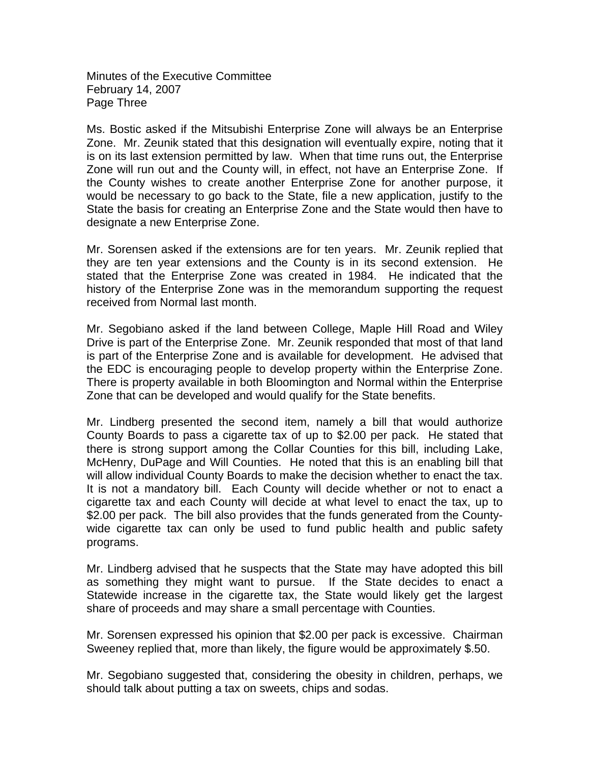Ms. Bostic asked if the Mitsubishi Enterprise Zone will always be an Enterprise Zone. Mr. Zeunik stated that this designation will eventually expire, noting that it is on its last extension permitted by law. When that time runs out, the Enterprise Zone will run out and the County will, in effect, not have an Enterprise Zone. If the County wishes to create another Enterprise Zone for another purpose, it would be necessary to go back to the State, file a new application, justify to the State the basis for creating an Enterprise Zone and the State would then have to designate a new Enterprise Zone.

Mr. Sorensen asked if the extensions are for ten years. Mr. Zeunik replied that they are ten year extensions and the County is in its second extension. He stated that the Enterprise Zone was created in 1984. He indicated that the history of the Enterprise Zone was in the memorandum supporting the request received from Normal last month.

Mr. Segobiano asked if the land between College, Maple Hill Road and Wiley Drive is part of the Enterprise Zone. Mr. Zeunik responded that most of that land is part of the Enterprise Zone and is available for development. He advised that the EDC is encouraging people to develop property within the Enterprise Zone. There is property available in both Bloomington and Normal within the Enterprise Zone that can be developed and would qualify for the State benefits.

Mr. Lindberg presented the second item, namely a bill that would authorize County Boards to pass a cigarette tax of up to $2.00 per pack. He stated that there is strong support among the Collar Counties for this bill, including Lake, McHenry, DuPage and Will Counties. He noted that this is an enabling bill that will allow individual County Boards to make the decision whether to enact the tax. It is not a mandatory bill. Each County will decide whether or not to enact a cigarette tax and each County will decide at what level to enact the tax, up to $2.00 per pack. The bill also provides that the funds generated from the County-wide cigarette tax can only be used to fund public health and public safety programs.

Mr. Lindberg advised that he suspects that the State may have adopted this bill as something they might want to pursue. If the State decides to enact a Statewide increase in the cigarette tax, the State would likely get the largest share of proceeds and may share a small percentage with Counties.

Mr. Sorensen expressed his opinion that $2.00 per pack is excessive. Chairman Sweeney replied that, more than likely, the figure would be approximately $.50.

Mr. Segobiano suggested that, considering the obesity in children, perhaps, we should talk about putting a tax on sweets, chips and sodas.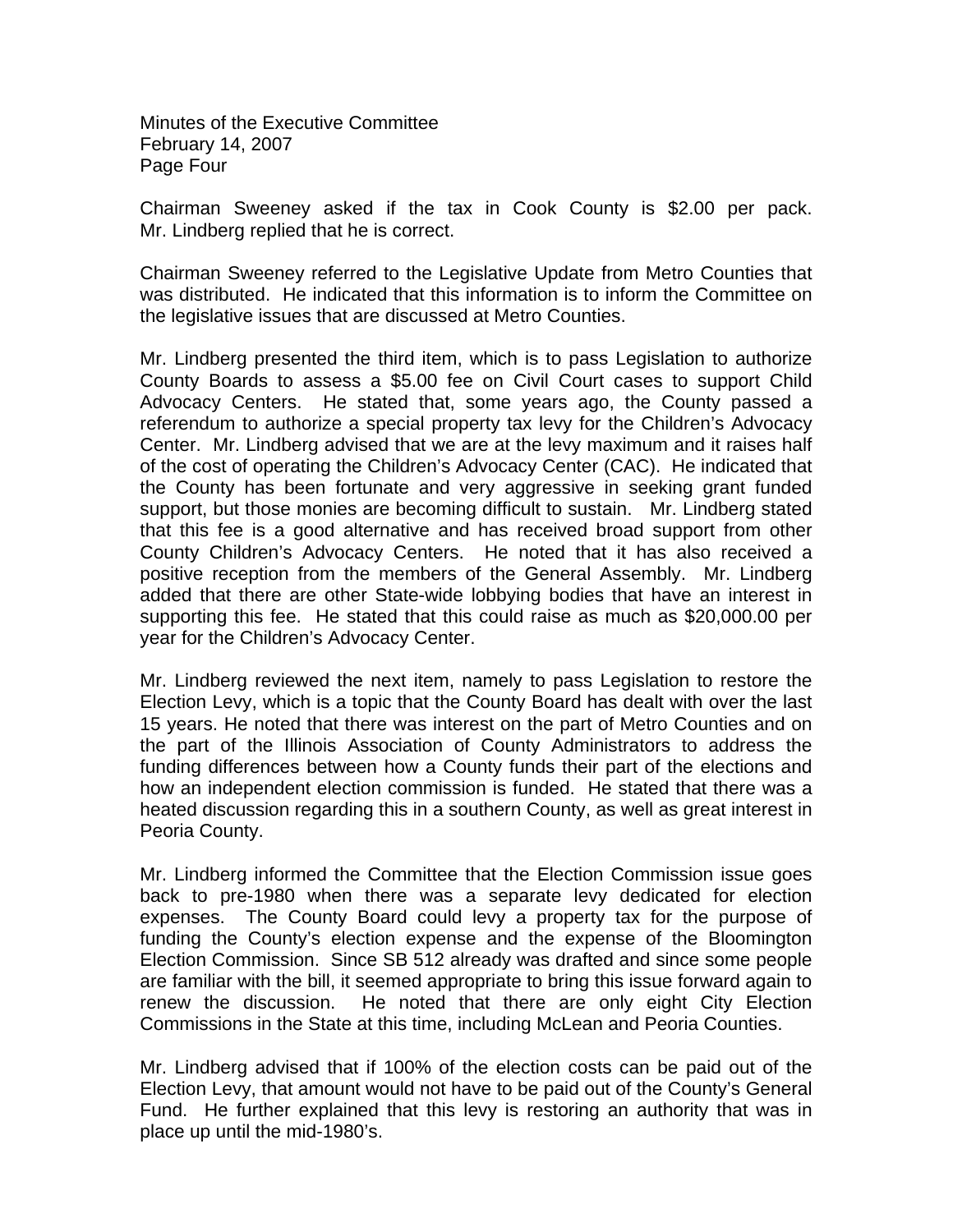Chairman Sweeney asked if the tax in Cook County is $2.00 per pack. Mr. Lindberg replied that he is correct.

Chairman Sweeney referred to the Legislative Update from Metro Counties that was distributed. He indicated that this information is to inform the Committee on the legislative issues that are discussed at Metro Counties.

Mr. Lindberg presented the third item, which is to pass Legislation to authorize County Boards to assess a $5.00 fee on Civil Court cases to support Child Advocacy Centers. He stated that, some years ago, the County passed a referendum to authorize a special property tax levy for the Children's Advocacy Center. Mr. Lindberg advised that we are at the levy maximum and it raises half of the cost of operating the Children's Advocacy Center (CAC). He indicated that the County has been fortunate and very aggressive in seeking grant funded support, but those monies are becoming difficult to sustain. Mr. Lindberg stated that this fee is a good alternative and has received broad support from other County Children's Advocacy Centers. He noted that it has also received a positive reception from the members of the General Assembly. Mr. Lindberg added that there are other State-wide lobbying bodies that have an interest in supporting this fee. He stated that this could raise as much as $20,000.00 per year for the Children's Advocacy Center.

Mr. Lindberg reviewed the next item, namely to pass Legislation to restore the Election Levy, which is a topic that the County Board has dealt with over the last 15 years. He noted that there was interest on the part of Metro Counties and on the part of the Illinois Association of County Administrators to address the funding differences between how a County funds their part of the elections and how an independent election commission is funded. He stated that there was a heated discussion regarding this in a southern County, as well as great interest in Peoria County.

Mr. Lindberg informed the Committee that the Election Commission issue goes back to pre-1980 when there was a separate levy dedicated for election expenses. The County Board could levy a property tax for the purpose of funding the County's election expense and the expense of the Bloomington Election Commission. Since SB 512 already was drafted and since some people are familiar with the bill, it seemed appropriate to bring this issue forward again to renew the discussion. He noted that there are only eight City Election Commissions in the State at this time, including McLean and Peoria Counties.

Mr. Lindberg advised that if 100% of the election costs can be paid out of the Election Levy, that amount would not have to be paid out of the County's General Fund. He further explained that this levy is restoring an authority that was in place up until the mid-1980's.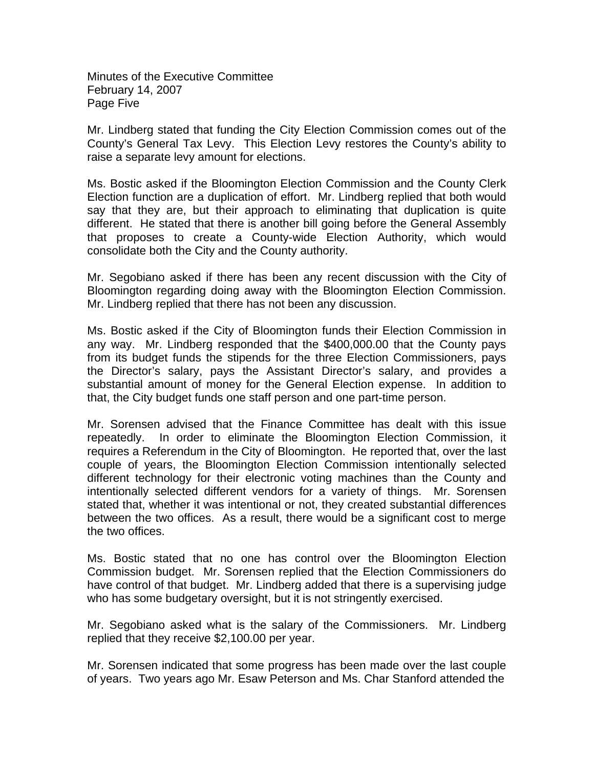Mr. Lindberg stated that funding the City Election Commission comes out of the County's General Tax Levy. This Election Levy restores the County's ability to raise a separate levy amount for elections.

Ms. Bostic asked if the Bloomington Election Commission and the County Clerk Election function are a duplication of effort. Mr. Lindberg replied that both would say that they are, but their approach to eliminating that duplication is quite different. He stated that there is another bill going before the General Assembly that proposes to create a County-wide Election Authority, which would consolidate both the City and the County authority.

Mr. Segobiano asked if there has been any recent discussion with the City of Bloomington regarding doing away with the Bloomington Election Commission. Mr. Lindberg replied that there has not been any discussion.

Ms. Bostic asked if the City of Bloomington funds their Election Commission in any way. Mr. Lindberg responded that the $400,000.00 that the County pays from its budget funds the stipends for the three Election Commissioners, pays the Director's salary, pays the Assistant Director's salary, and provides a substantial amount of money for the General Election expense. In addition to that, the City budget funds one staff person and one part-time person.

Mr. Sorensen advised that the Finance Committee has dealt with this issue repeatedly. In order to eliminate the Bloomington Election Commission, it requires a Referendum in the City of Bloomington. He reported that, over the last couple of years, the Bloomington Election Commission intentionally selected different technology for their electronic voting machines than the County and intentionally selected different vendors for a variety of things. Mr. Sorensen stated that, whether it was intentional or not, they created substantial differences between the two offices. As a result, there would be a significant cost to merge the two offices.

Ms. Bostic stated that no one has control over the Bloomington Election Commission budget. Mr. Sorensen replied that the Election Commissioners do have control of that budget. Mr. Lindberg added that there is a supervising judge who has some budgetary oversight, but it is not stringently exercised.

Mr. Segobiano asked what is the salary of the Commissioners. Mr. Lindberg replied that they receive $2,100.00 per year.

Mr. Sorensen indicated that some progress has been made over the last couple of years. Two years ago Mr. Esaw Peterson and Ms. Char Stanford attended the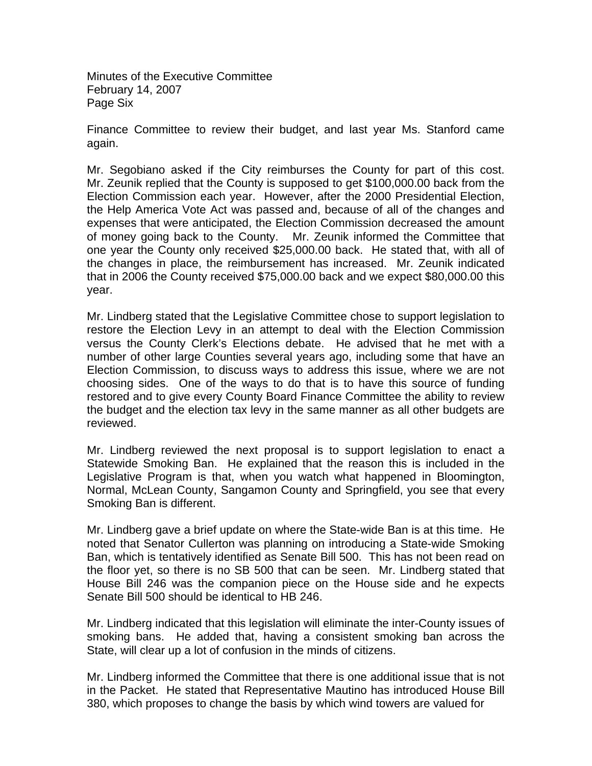Finance Committee to review their budget, and last year Ms. Stanford came again.

Mr. Segobiano asked if the City reimburses the County for part of this cost. Mr. Zeunik replied that the County is supposed to get $100,000.00 back from the Election Commission each year. However, after the 2000 Presidential Election, the Help America Vote Act was passed and, because of all of the changes and expenses that were anticipated, the Election Commission decreased the amount of money going back to the County. Mr. Zeunik informed the Committee that one year the County only received $25,000.00 back. He stated that, with all of the changes in place, the reimbursement has increased. Mr. Zeunik indicated that in 2006 the County received $75,000.00 back and we expect $80,000.00 this year.

Mr. Lindberg stated that the Legislative Committee chose to support legislation to restore the Election Levy in an attempt to deal with the Election Commission versus the County Clerk's Elections debate. He advised that he met with a number of other large Counties several years ago, including some that have an Election Commission, to discuss ways to address this issue, where we are not choosing sides. One of the ways to do that is to have this source of funding restored and to give every County Board Finance Committee the ability to review the budget and the election tax levy in the same manner as all other budgets are reviewed.

Mr. Lindberg reviewed the next proposal is to support legislation to enact a Statewide Smoking Ban. He explained that the reason this is included in the Legislative Program is that, when you watch what happened in Bloomington, Normal, McLean County, Sangamon County and Springfield, you see that every Smoking Ban is different.

Mr. Lindberg gave a brief update on where the State-wide Ban is at this time. He noted that Senator Cullerton was planning on introducing a State-wide Smoking Ban, which is tentatively identified as Senate Bill 500. This has not been read on the floor yet, so there is no SB 500 that can be seen. Mr. Lindberg stated that House Bill 246 was the companion piece on the House side and he expects Senate Bill 500 should be identical to HB 246.

Mr. Lindberg indicated that this legislation will eliminate the inter-County issues of smoking bans. He added that, having a consistent smoking ban across the State, will clear up a lot of confusion in the minds of citizens.

Mr. Lindberg informed the Committee that there is one additional issue that is not in the Packet. He stated that Representative Mautino has introduced House Bill 380, which proposes to change the basis by which wind towers are valued for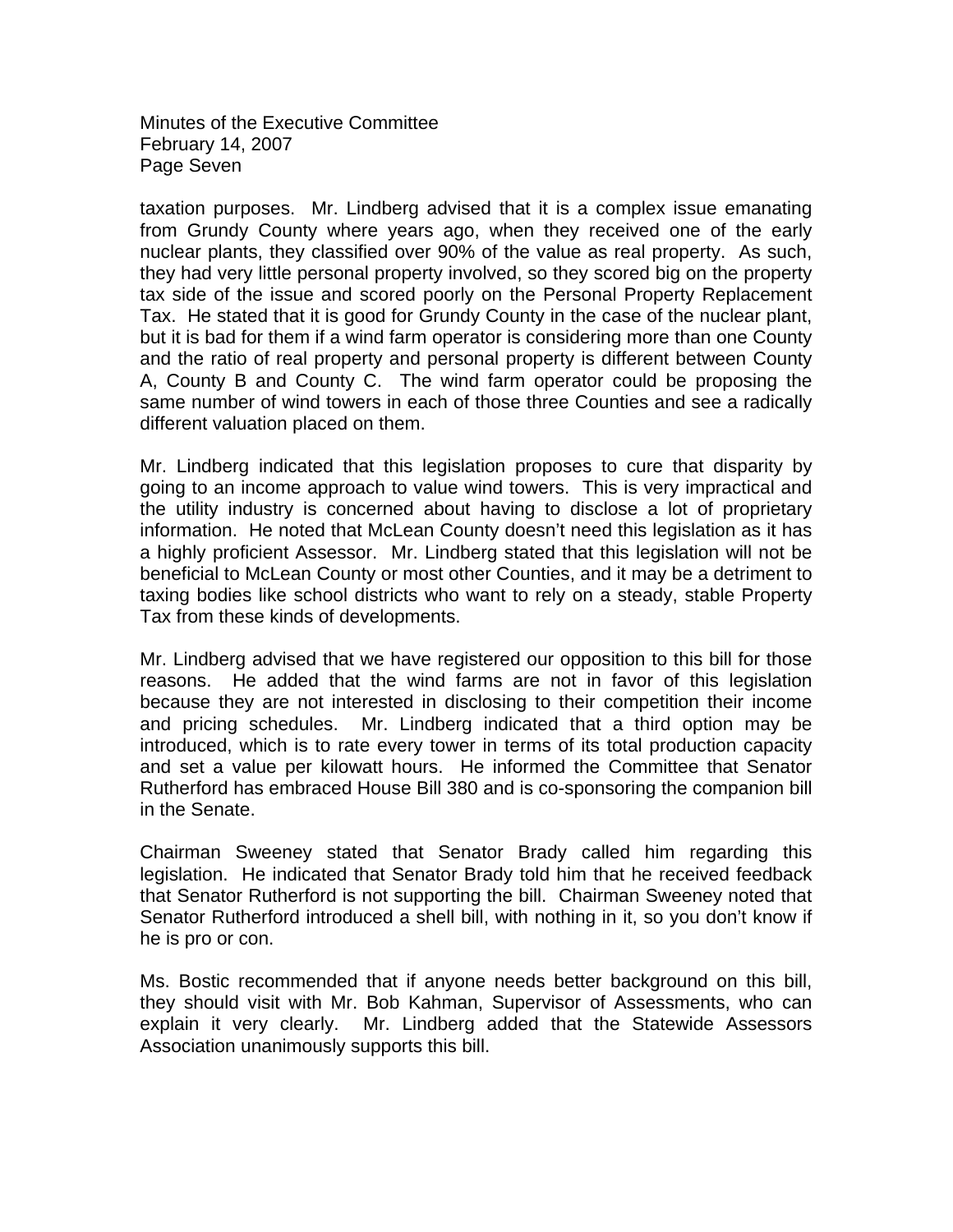taxation purposes. Mr. Lindberg advised that it is a complex issue emanating from Grundy County where years ago, when they received one of the early nuclear plants, they classified over 90% of the value as real property. As such, they had very little personal property involved, so they scored big on the property tax side of the issue and scored poorly on the Personal Property Replacement Tax. He stated that it is good for Grundy County in the case of the nuclear plant, but it is bad for them if a wind farm operator is considering more than one County and the ratio of real property and personal property is different between County A, County B and County C. The wind farm operator could be proposing the same number of wind towers in each of those three Counties and see a radically different valuation placed on them.

Mr. Lindberg indicated that this legislation proposes to cure that disparity by going to an income approach to value wind towers. This is very impractical and the utility industry is concerned about having to disclose a lot of proprietary information. He noted that McLean County doesn't need this legislation as it has a highly proficient Assessor. Mr. Lindberg stated that this legislation will not be beneficial to McLean County or most other Counties, and it may be a detriment to taxing bodies like school districts who want to rely on a steady, stable Property Tax from these kinds of developments.

Mr. Lindberg advised that we have registered our opposition to this bill for those reasons. He added that the wind farms are not in favor of this legislation because they are not interested in disclosing to their competition their income and pricing schedules. Mr. Lindberg indicated that a third option may be introduced, which is to rate every tower in terms of its total production capacity and set a value per kilowatt hours. He informed the Committee that Senator Rutherford has embraced House Bill 380 and is co-sponsoring the companion bill in the Senate.

Chairman Sweeney stated that Senator Brady called him regarding this legislation. He indicated that Senator Brady told him that he received feedback that Senator Rutherford is not supporting the bill. Chairman Sweeney noted that Senator Rutherford introduced a shell bill, with nothing in it, so you don't know if he is pro or con.

Ms. Bostic recommended that if anyone needs better background on this bill, they should visit with Mr. Bob Kahman, Supervisor of Assessments, who can explain it very clearly. Mr. Lindberg added that the Statewide Assessors Association unanimously supports this bill.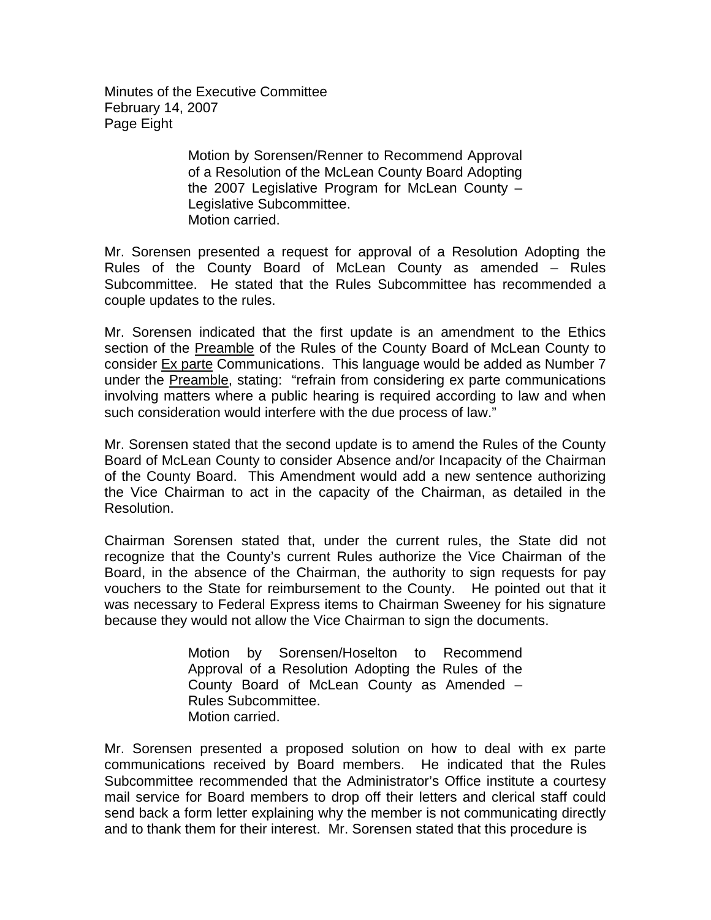Motion by Sorensen/Renner to Recommend Approval of a Resolution of the McLean County Board Adopting the 2007 Legislative Program for McLean County – Legislative Subcommittee.
Motion carried.

Mr. Sorensen presented a request for approval of a Resolution Adopting the Rules of the County Board of McLean County as amended – Rules Subcommittee. He stated that the Rules Subcommittee has recommended a couple updates to the rules.

Mr. Sorensen indicated that the first update is an amendment to the Ethics section of the Preamble of the Rules of the County Board of McLean County to consider Ex parte Communications. This language would be added as Number 7 under the Preamble, stating: "refrain from considering ex parte communications involving matters where a public hearing is required according to law and when such consideration would interfere with the due process of law."

Mr. Sorensen stated that the second update is to amend the Rules of the County Board of McLean County to consider Absence and/or Incapacity of the Chairman of the County Board. This Amendment would add a new sentence authorizing the Vice Chairman to act in the capacity of the Chairman, as detailed in the Resolution.

Chairman Sorensen stated that, under the current rules, the State did not recognize that the County's current Rules authorize the Vice Chairman of the Board, in the absence of the Chairman, the authority to sign requests for pay vouchers to the State for reimbursement to the County. He pointed out that it was necessary to Federal Express items to Chairman Sweeney for his signature because they would not allow the Vice Chairman to sign the documents.

Motion by Sorensen/Hoselton to Recommend Approval of a Resolution Adopting the Rules of the County Board of McLean County as Amended – Rules Subcommittee.
Motion carried.

Mr. Sorensen presented a proposed solution on how to deal with ex parte communications received by Board members. He indicated that the Rules Subcommittee recommended that the Administrator's Office institute a courtesy mail service for Board members to drop off their letters and clerical staff could send back a form letter explaining why the member is not communicating directly and to thank them for their interest. Mr. Sorensen stated that this procedure is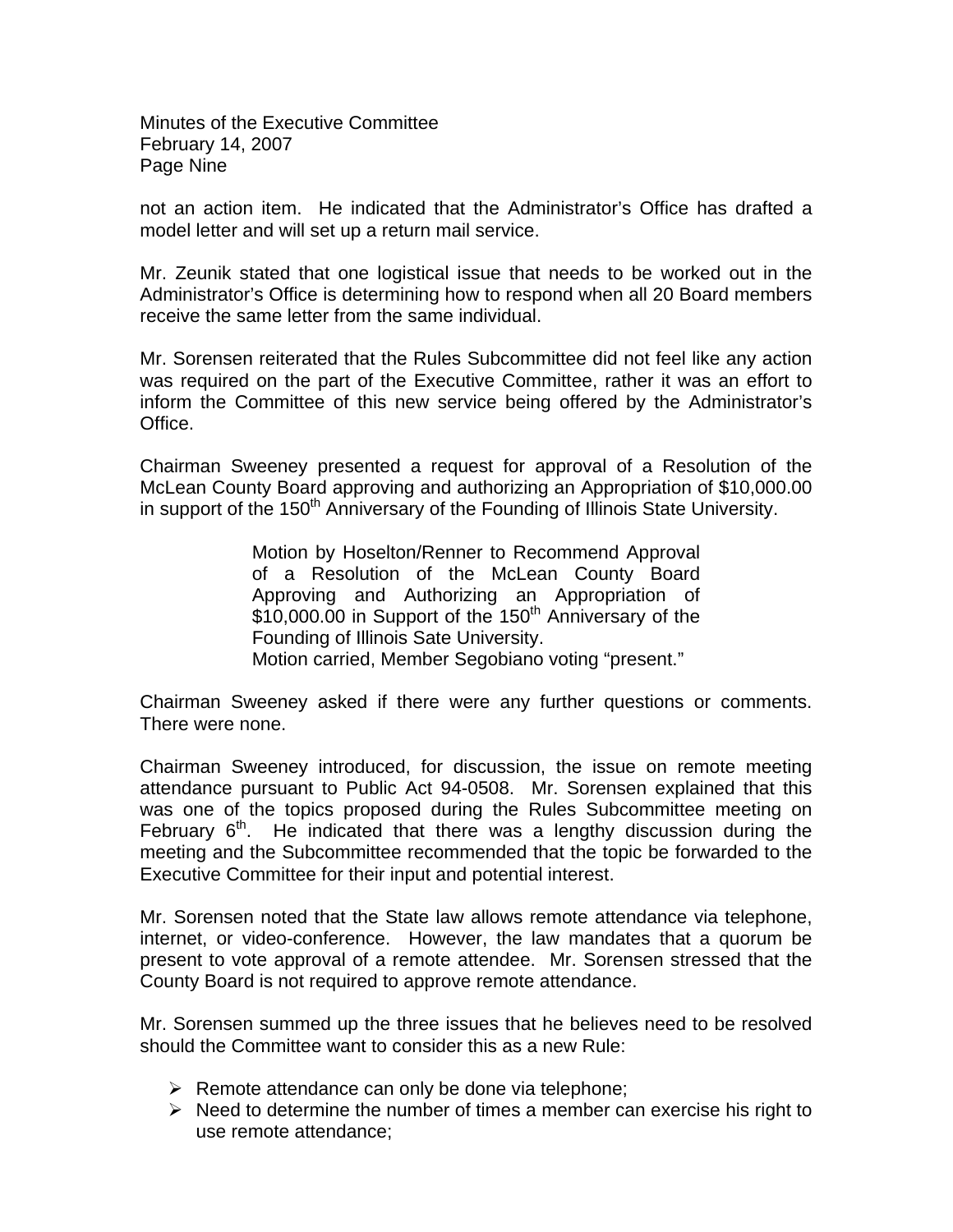not an action item. He indicated that the Administrator's Office has drafted a model letter and will set up a return mail service.

Mr. Zeunik stated that one logistical issue that needs to be worked out in the Administrator's Office is determining how to respond when all 20 Board members receive the same letter from the same individual.

Mr. Sorensen reiterated that the Rules Subcommittee did not feel like any action was required on the part of the Executive Committee, rather it was an effort to inform the Committee of this new service being offered by the Administrator's Office.

Chairman Sweeney presented a request for approval of a Resolution of the McLean County Board approving and authorizing an Appropriation of $10,000.00 in support of the 150th Anniversary of the Founding of Illinois State University.

> Motion by Hoselton/Renner to Recommend Approval of a Resolution of the McLean County Board Approving and Authorizing an Appropriation of $10,000.00 in Support of the 150th Anniversary of the Founding of Illinois Sate University.
> Motion carried, Member Segobiano voting "present."

Chairman Sweeney asked if there were any further questions or comments. There were none.

Chairman Sweeney introduced, for discussion, the issue on remote meeting attendance pursuant to Public Act 94-0508. Mr. Sorensen explained that this was one of the topics proposed during the Rules Subcommittee meeting on February 6th. He indicated that there was a lengthy discussion during the meeting and the Subcommittee recommended that the topic be forwarded to the Executive Committee for their input and potential interest.

Mr. Sorensen noted that the State law allows remote attendance via telephone, internet, or video-conference. However, the law mandates that a quorum be present to vote approval of a remote attendee. Mr. Sorensen stressed that the County Board is not required to approve remote attendance.

Mr. Sorensen summed up the three issues that he believes need to be resolved should the Committee want to consider this as a new Rule:

- Remote attendance can only be done via telephone;
- Need to determine the number of times a member can exercise his right to use remote attendance;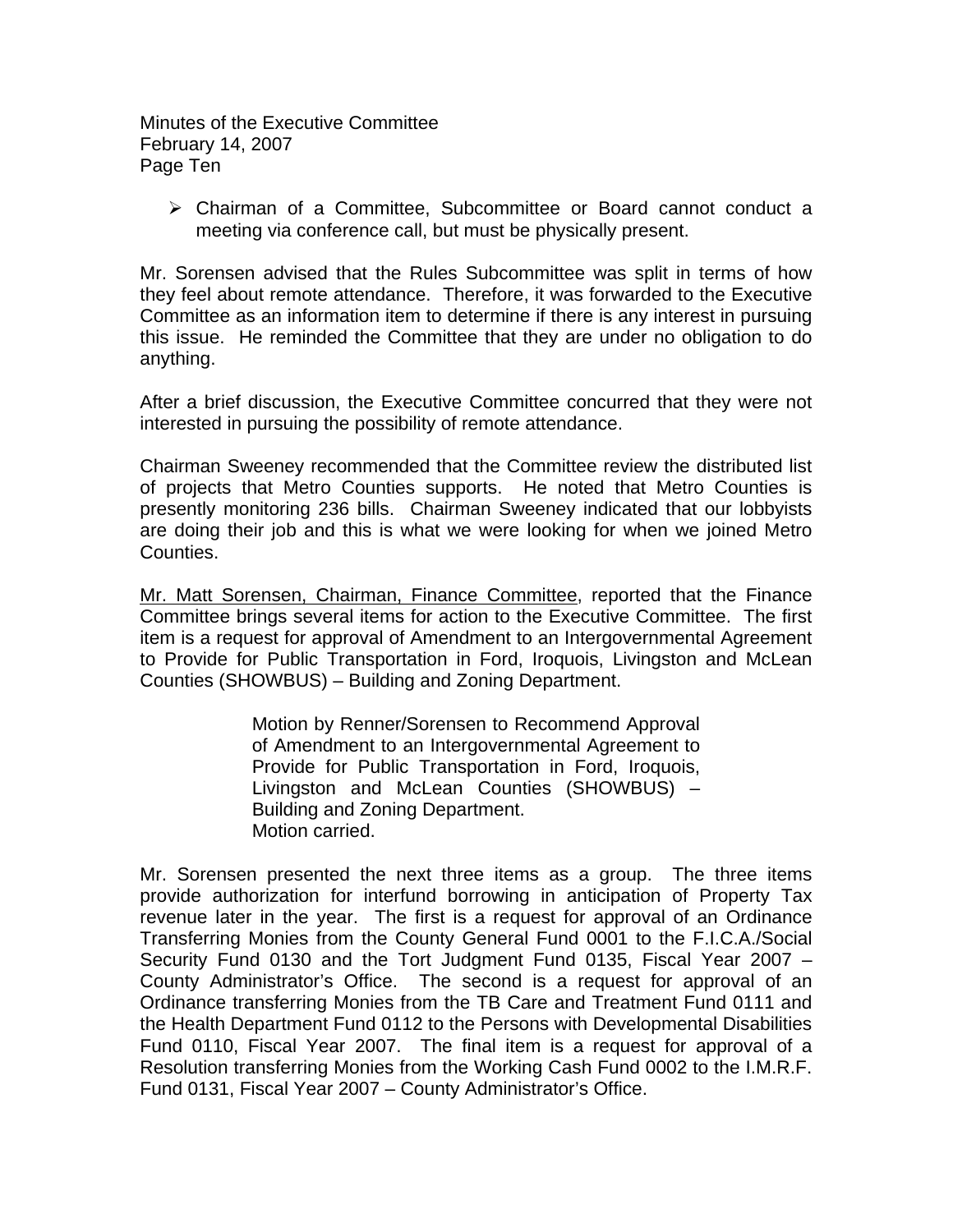- Chairman of a Committee, Subcommittee or Board cannot conduct a meeting via conference call, but must be physically present.

Mr. Sorensen advised that the Rules Subcommittee was split in terms of how they feel about remote attendance. Therefore, it was forwarded to the Executive Committee as an information item to determine if there is any interest in pursuing this issue. He reminded the Committee that they are under no obligation to do anything.

After a brief discussion, the Executive Committee concurred that they were not interested in pursuing the possibility of remote attendance.

Chairman Sweeney recommended that the Committee review the distributed list of projects that Metro Counties supports. He noted that Metro Counties is presently monitoring 236 bills. Chairman Sweeney indicated that our lobbyists are doing their job and this is what we were looking for when we joined Metro Counties.

<u>Mr. Matt Sorensen, Chairman, Finance Committee</u>, reported that the Finance Committee brings several items for action to the Executive Committee. The first item is a request for approval of Amendment to an Intergovernmental Agreement to Provide for Public Transportation in Ford, Iroquois, Livingston and McLean Counties (SHOWBUS) – Building and Zoning Department.

> Motion by Renner/Sorensen to Recommend Approval of Amendment to an Intergovernmental Agreement to Provide for Public Transportation in Ford, Iroquois, Livingston and McLean Counties (SHOWBUS) – Building and Zoning Department.
> Motion carried.

Mr. Sorensen presented the next three items as a group. The three items provide authorization for interfund borrowing in anticipation of Property Tax revenue later in the year. The first is a request for approval of an Ordinance Transferring Monies from the County General Fund 0001 to the F.I.C.A./Social Security Fund 0130 and the Tort Judgment Fund 0135, Fiscal Year 2007 – County Administrator's Office. The second is a request for approval of an Ordinance transferring Monies from the TB Care and Treatment Fund 0111 and the Health Department Fund 0112 to the Persons with Developmental Disabilities Fund 0110, Fiscal Year 2007. The final item is a request for approval of a Resolution transferring Monies from the Working Cash Fund 0002 to the I.M.R.F. Fund 0131, Fiscal Year 2007 – County Administrator's Office.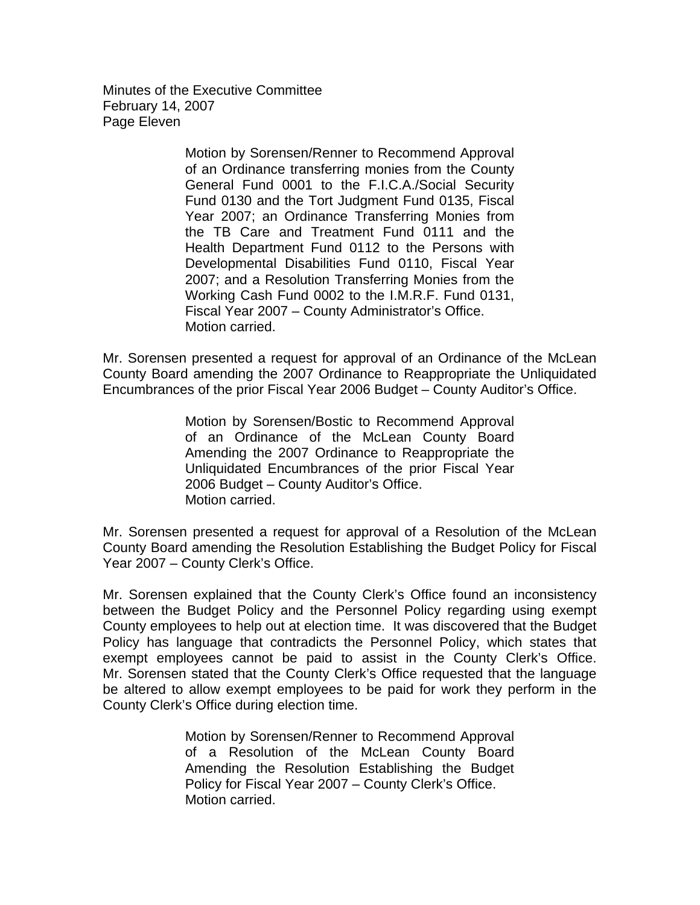Motion by Sorensen/Renner to Recommend Approval of an Ordinance transferring monies from the County General Fund 0001 to the F.I.C.A./Social Security Fund 0130 and the Tort Judgment Fund 0135, Fiscal Year 2007; an Ordinance Transferring Monies from the TB Care and Treatment Fund 0111 and the Health Department Fund 0112 to the Persons with Developmental Disabilities Fund 0110, Fiscal Year 2007; and a Resolution Transferring Monies from the Working Cash Fund 0002 to the I.M.R.F. Fund 0131, Fiscal Year 2007 – County Administrator's Office.
Motion carried.

Mr. Sorensen presented a request for approval of an Ordinance of the McLean County Board amending the 2007 Ordinance to Reappropriate the Unliquidated Encumbrances of the prior Fiscal Year 2006 Budget – County Auditor's Office.

Motion by Sorensen/Bostic to Recommend Approval of an Ordinance of the McLean County Board Amending the 2007 Ordinance to Reappropriate the Unliquidated Encumbrances of the prior Fiscal Year 2006 Budget – County Auditor's Office.
Motion carried.

Mr. Sorensen presented a request for approval of a Resolution of the McLean County Board amending the Resolution Establishing the Budget Policy for Fiscal Year 2007 – County Clerk's Office.

Mr. Sorensen explained that the County Clerk's Office found an inconsistency between the Budget Policy and the Personnel Policy regarding using exempt County employees to help out at election time. It was discovered that the Budget Policy has language that contradicts the Personnel Policy, which states that exempt employees cannot be paid to assist in the County Clerk's Office. Mr. Sorensen stated that the County Clerk's Office requested that the language be altered to allow exempt employees to be paid for work they perform in the County Clerk's Office during election time.

Motion by Sorensen/Renner to Recommend Approval of a Resolution of the McLean County Board Amending the Resolution Establishing the Budget Policy for Fiscal Year 2007 – County Clerk's Office.
Motion carried.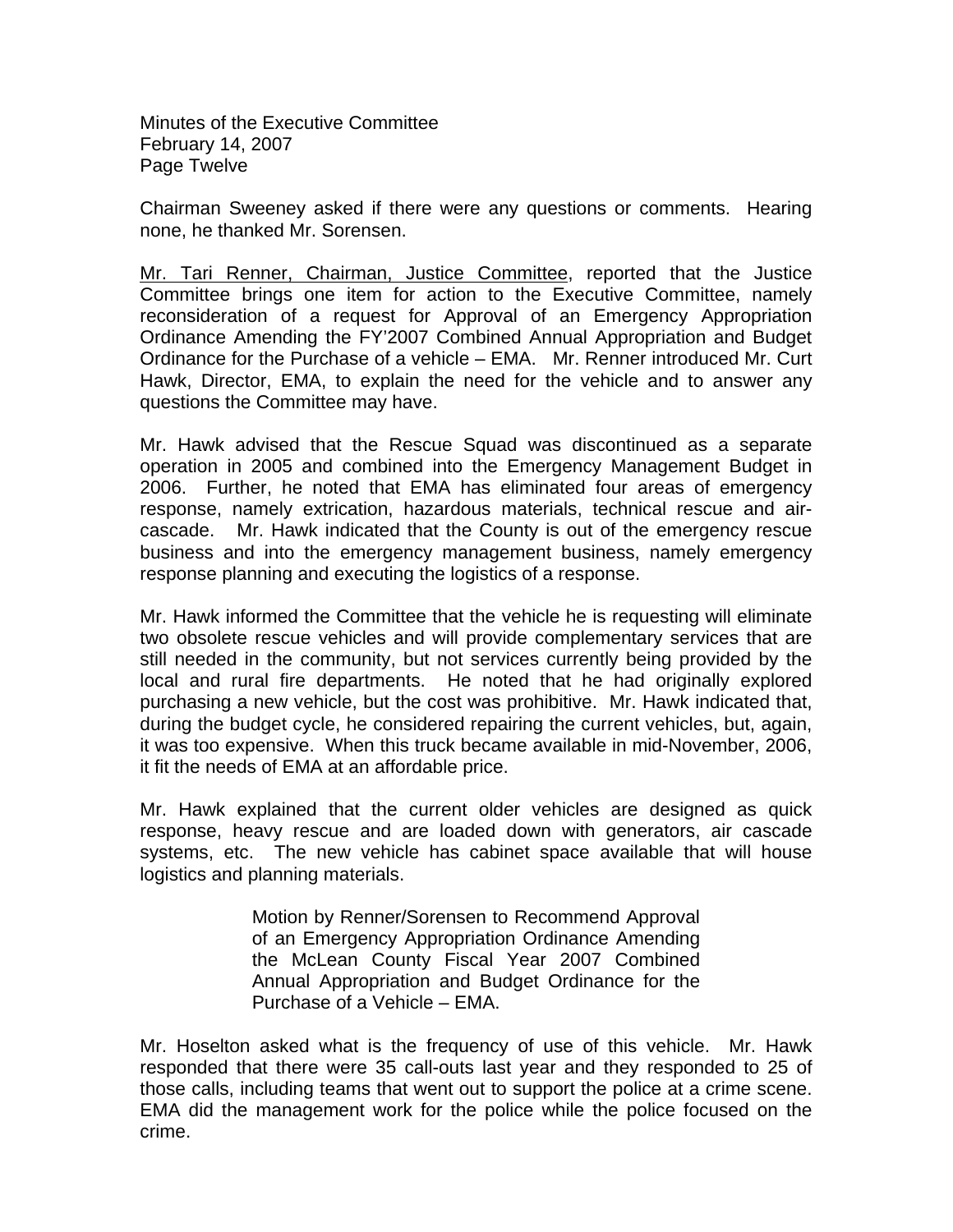Chairman Sweeney asked if there were any questions or comments. Hearing none, he thanked Mr. Sorensen.

Mr. Tari Renner, Chairman, Justice Committee, reported that the Justice Committee brings one item for action to the Executive Committee, namely reconsideration of a request for Approval of an Emergency Appropriation Ordinance Amending the FY'2007 Combined Annual Appropriation and Budget Ordinance for the Purchase of a vehicle – EMA. Mr. Renner introduced Mr. Curt Hawk, Director, EMA, to explain the need for the vehicle and to answer any questions the Committee may have.

Mr. Hawk advised that the Rescue Squad was discontinued as a separate operation in 2005 and combined into the Emergency Management Budget in 2006. Further, he noted that EMA has eliminated four areas of emergency response, namely extrication, hazardous materials, technical rescue and air-cascade. Mr. Hawk indicated that the County is out of the emergency rescue business and into the emergency management business, namely emergency response planning and executing the logistics of a response.

Mr. Hawk informed the Committee that the vehicle he is requesting will eliminate two obsolete rescue vehicles and will provide complementary services that are still needed in the community, but not services currently being provided by the local and rural fire departments. He noted that he had originally explored purchasing a new vehicle, but the cost was prohibitive. Mr. Hawk indicated that, during the budget cycle, he considered repairing the current vehicles, but, again, it was too expensive. When this truck became available in mid-November, 2006, it fit the needs of EMA at an affordable price.

Mr. Hawk explained that the current older vehicles are designed as quick response, heavy rescue and are loaded down with generators, air cascade systems, etc. The new vehicle has cabinet space available that will house logistics and planning materials.

> Motion by Renner/Sorensen to Recommend Approval of an Emergency Appropriation Ordinance Amending the McLean County Fiscal Year 2007 Combined Annual Appropriation and Budget Ordinance for the Purchase of a Vehicle – EMA.

Mr. Hoselton asked what is the frequency of use of this vehicle. Mr. Hawk responded that there were 35 call-outs last year and they responded to 25 of those calls, including teams that went out to support the police at a crime scene. EMA did the management work for the police while the police focused on the crime.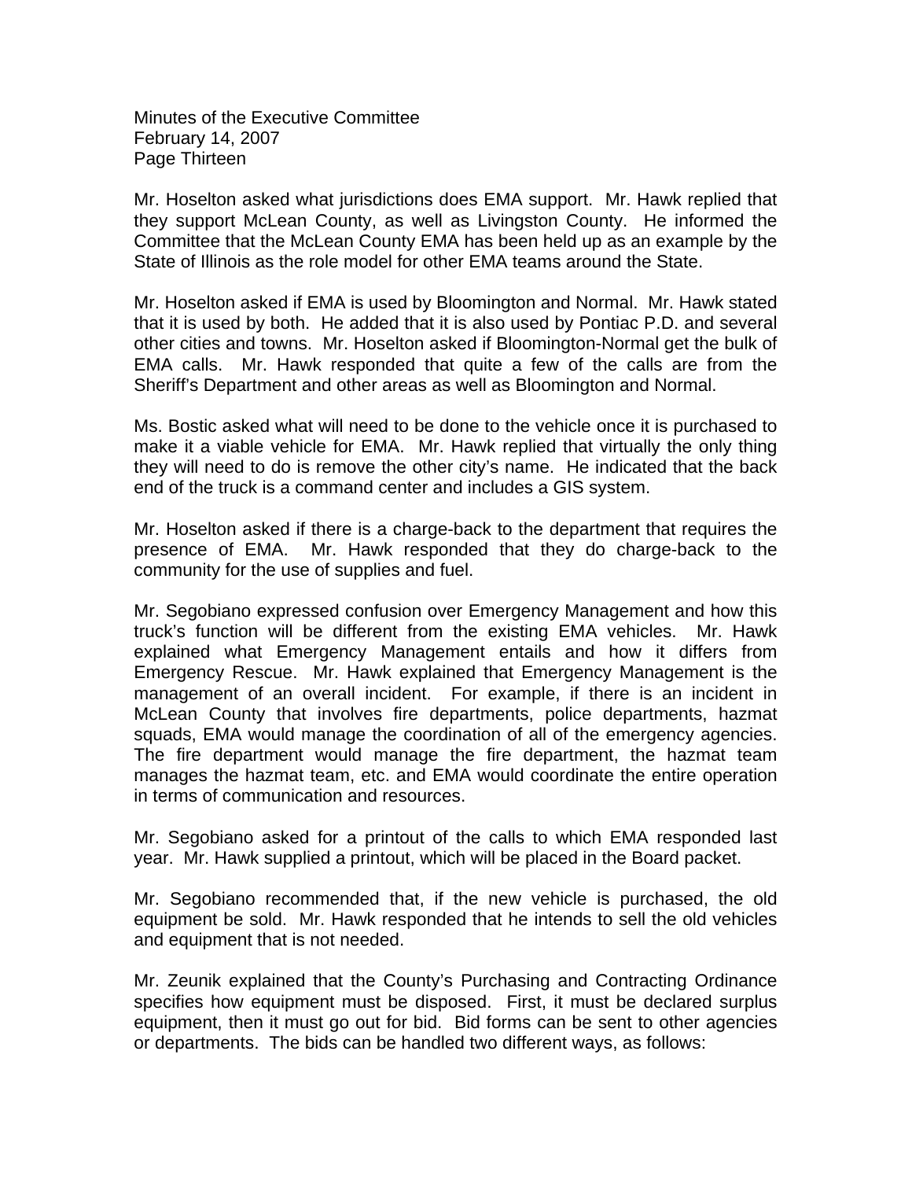Mr. Hoselton asked what jurisdictions does EMA support. Mr. Hawk replied that they support McLean County, as well as Livingston County. He informed the Committee that the McLean County EMA has been held up as an example by the State of Illinois as the role model for other EMA teams around the State.

Mr. Hoselton asked if EMA is used by Bloomington and Normal. Mr. Hawk stated that it is used by both. He added that it is also used by Pontiac P.D. and several other cities and towns. Mr. Hoselton asked if Bloomington-Normal get the bulk of EMA calls. Mr. Hawk responded that quite a few of the calls are from the Sheriff's Department and other areas as well as Bloomington and Normal.

Ms. Bostic asked what will need to be done to the vehicle once it is purchased to make it a viable vehicle for EMA. Mr. Hawk replied that virtually the only thing they will need to do is remove the other city's name. He indicated that the back end of the truck is a command center and includes a GIS system.

Mr. Hoselton asked if there is a charge-back to the department that requires the presence of EMA. Mr. Hawk responded that they do charge-back to the community for the use of supplies and fuel.

Mr. Segobiano expressed confusion over Emergency Management and how this truck's function will be different from the existing EMA vehicles. Mr. Hawk explained what Emergency Management entails and how it differs from Emergency Rescue. Mr. Hawk explained that Emergency Management is the management of an overall incident. For example, if there is an incident in McLean County that involves fire departments, police departments, hazmat squads, EMA would manage the coordination of all of the emergency agencies. The fire department would manage the fire department, the hazmat team manages the hazmat team, etc. and EMA would coordinate the entire operation in terms of communication and resources.

Mr. Segobiano asked for a printout of the calls to which EMA responded last year. Mr. Hawk supplied a printout, which will be placed in the Board packet.

Mr. Segobiano recommended that, if the new vehicle is purchased, the old equipment be sold. Mr. Hawk responded that he intends to sell the old vehicles and equipment that is not needed.

Mr. Zeunik explained that the County's Purchasing and Contracting Ordinance specifies how equipment must be disposed. First, it must be declared surplus equipment, then it must go out for bid. Bid forms can be sent to other agencies or departments. The bids can be handled two different ways, as follows: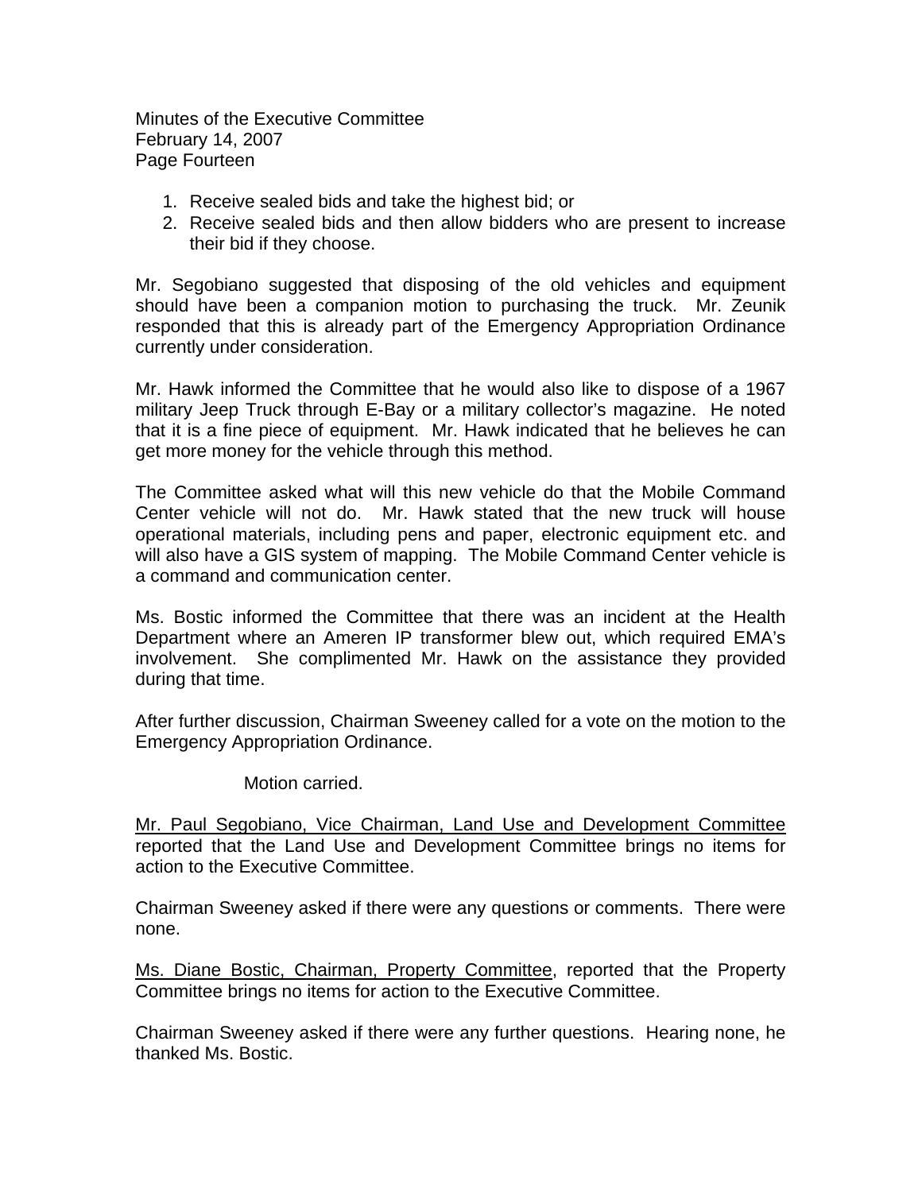1. Receive sealed bids and take the highest bid; or
2. Receive sealed bids and then allow bidders who are present to increase their bid if they choose.

Mr. Segobiano suggested that disposing of the old vehicles and equipment should have been a companion motion to purchasing the truck. Mr. Zeunik responded that this is already part of the Emergency Appropriation Ordinance currently under consideration.

Mr. Hawk informed the Committee that he would also like to dispose of a 1967 military Jeep Truck through E-Bay or a military collector's magazine. He noted that it is a fine piece of equipment. Mr. Hawk indicated that he believes he can get more money for the vehicle through this method.

The Committee asked what will this new vehicle do that the Mobile Command Center vehicle will not do. Mr. Hawk stated that the new truck will house operational materials, including pens and paper, electronic equipment etc. and will also have a GIS system of mapping. The Mobile Command Center vehicle is a command and communication center.

Ms. Bostic informed the Committee that there was an incident at the Health Department where an Ameren IP transformer blew out, which required EMA's involvement. She complimented Mr. Hawk on the assistance they provided during that time.

After further discussion, Chairman Sweeney called for a vote on the motion to the Emergency Appropriation Ordinance.

Motion carried.

<u>Mr. Paul Segobiano, Vice Chairman, Land Use and Development Committee</u> reported that the Land Use and Development Committee brings no items for action to the Executive Committee.

Chairman Sweeney asked if there were any questions or comments. There were none.

<u>Ms. Diane Bostic, Chairman, Property Committee</u>, reported that the Property Committee brings no items for action to the Executive Committee.

Chairman Sweeney asked if there were any further questions. Hearing none, he thanked Ms. Bostic.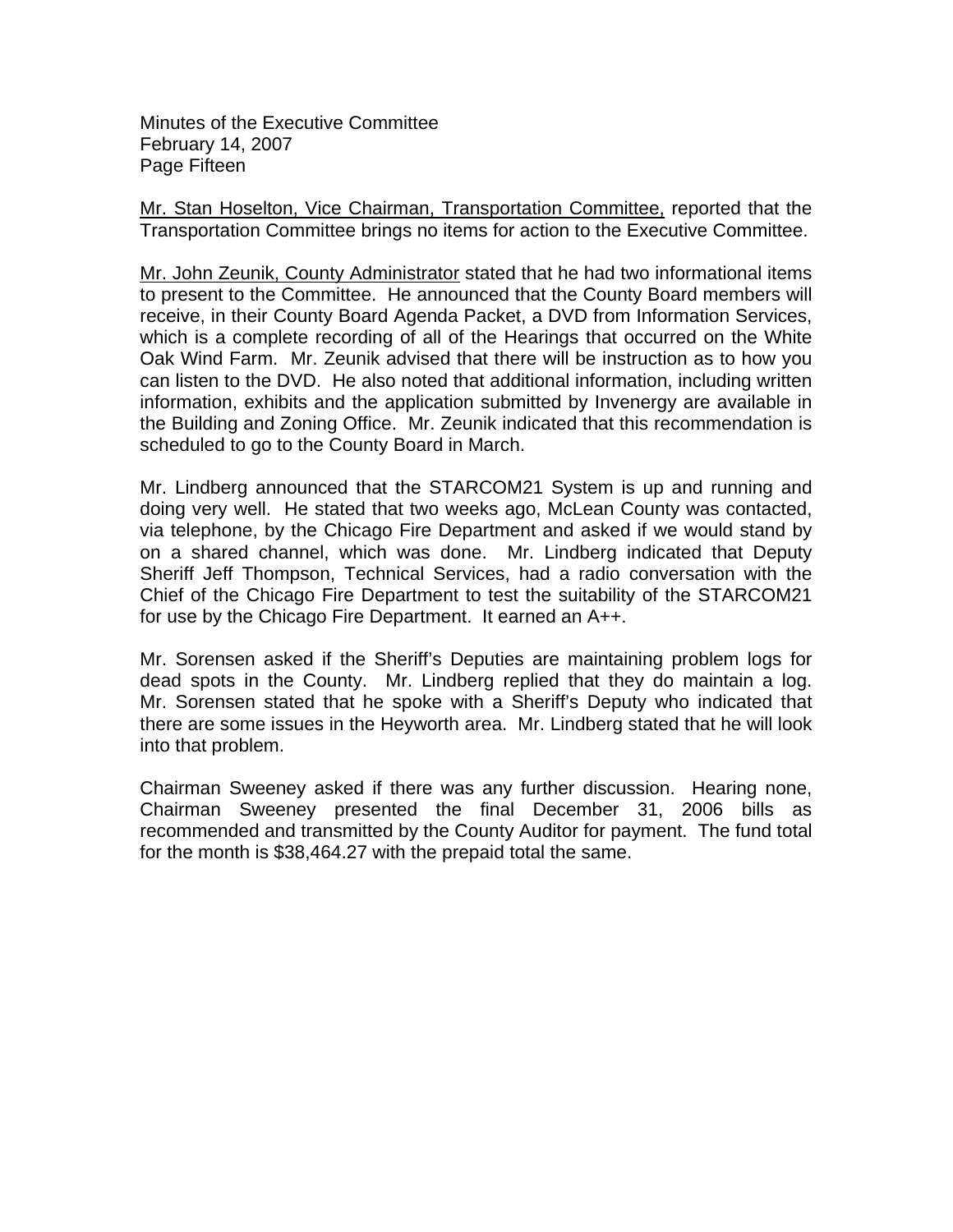Mr. Stan Hoselton, Vice Chairman, Transportation Committee, reported that the Transportation Committee brings no items for action to the Executive Committee.

Mr. John Zeunik, County Administrator stated that he had two informational items to present to the Committee. He announced that the County Board members will receive, in their County Board Agenda Packet, a DVD from Information Services, which is a complete recording of all of the Hearings that occurred on the White Oak Wind Farm. Mr. Zeunik advised that there will be instruction as to how you can listen to the DVD. He also noted that additional information, including written information, exhibits and the application submitted by Invenergy are available in the Building and Zoning Office. Mr. Zeunik indicated that this recommendation is scheduled to go to the County Board in March.

Mr. Lindberg announced that the STARCOM21 System is up and running and doing very well. He stated that two weeks ago, McLean County was contacted, via telephone, by the Chicago Fire Department and asked if we would stand by on a shared channel, which was done. Mr. Lindberg indicated that Deputy Sheriff Jeff Thompson, Technical Services, had a radio conversation with the Chief of the Chicago Fire Department to test the suitability of the STARCOM21 for use by the Chicago Fire Department. It earned an A++.

Mr. Sorensen asked if the Sheriff's Deputies are maintaining problem logs for dead spots in the County. Mr. Lindberg replied that they do maintain a log. Mr. Sorensen stated that he spoke with a Sheriff's Deputy who indicated that there are some issues in the Heyworth area. Mr. Lindberg stated that he will look into that problem.

Chairman Sweeney asked if there was any further discussion. Hearing none, Chairman Sweeney presented the final December 31, 2006 bills as recommended and transmitted by the County Auditor for payment. The fund total for the month is $38,464.27 with the prepaid total the same.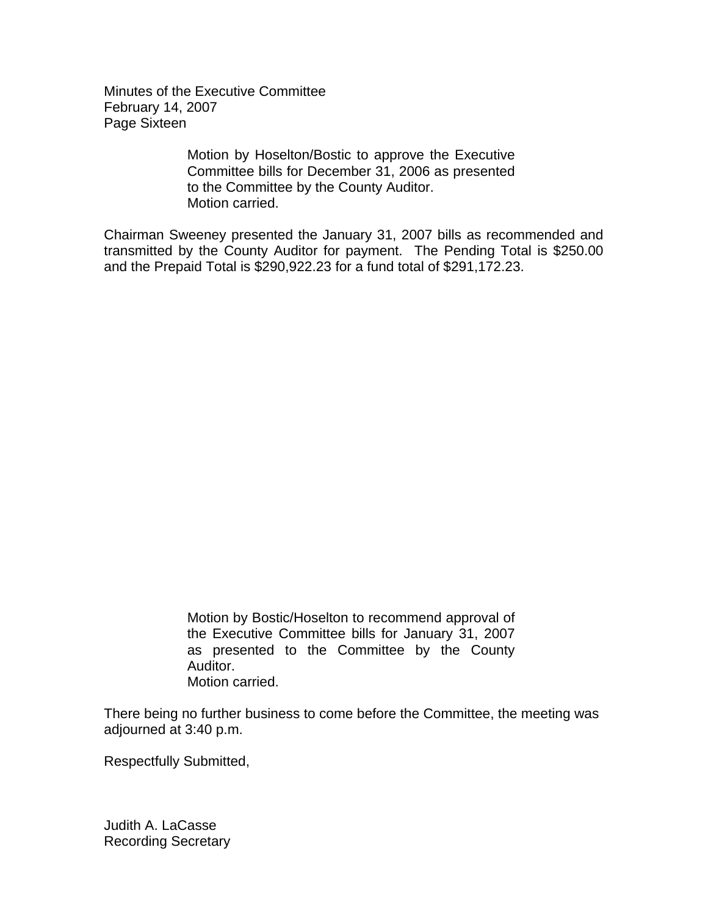Motion by Hoselton/Bostic to approve the Executive Committee bills for December 31, 2006 as presented to the Committee by the County Auditor.
Motion carried.

Chairman Sweeney presented the January 31, 2007 bills as recommended and transmitted by the County Auditor for payment. The Pending Total is $250.00 and the Prepaid Total is $290,922.23 for a fund total of $291,172.23.

Motion by Bostic/Hoselton to recommend approval of the Executive Committee bills for January 31, 2007 as presented to the Committee by the County Auditor.
Motion carried.

There being no further business to come before the Committee, the meeting was adjourned at 3:40 p.m.

Respectfully Submitted,

Judith A. LaCasse
Recording Secretary